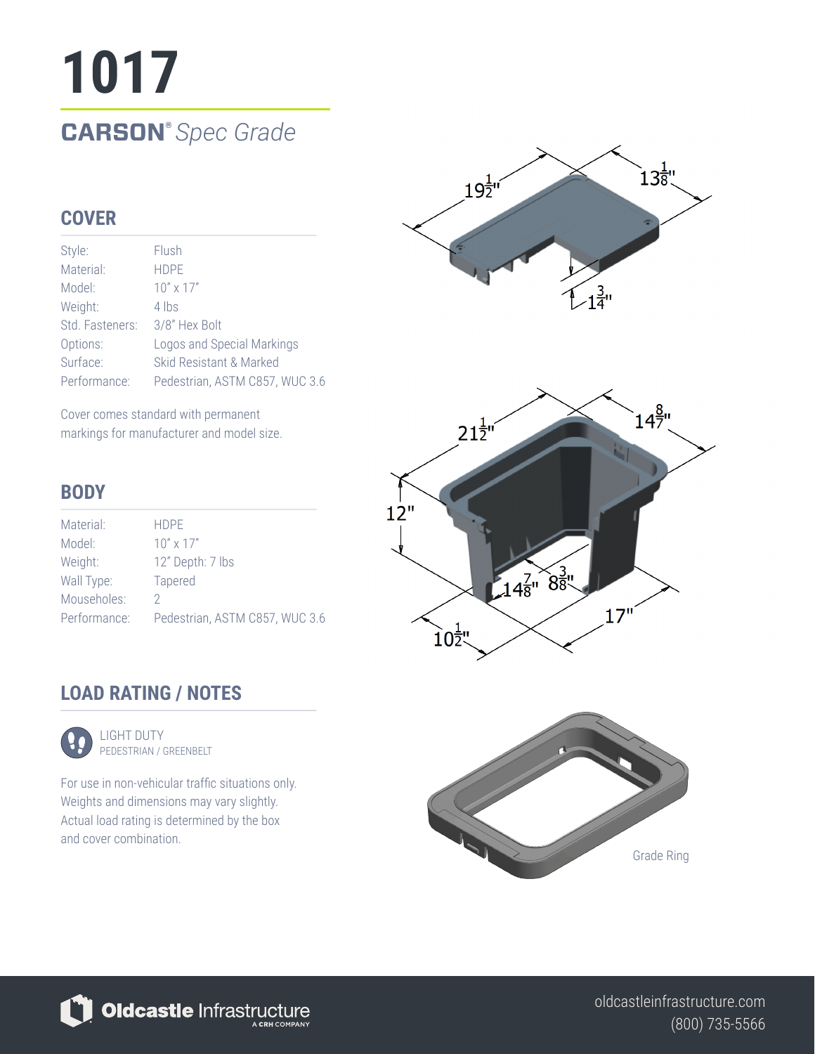# 1017

## CARSON® *Spec Grade*

## COVER

| | |
|---|---|
| Style: | Flush |
| Material: | HDPE |
| Model: | 10" x 17" |
| Weight: | 4 lbs |
| Std. Fasteners: | 3/8" Hex Bolt |
| Options: | Logos and Special Markings |
| Surface: | Skid Resistant & Marked |
| Performance: | Pedestrian, ASTM C857, WUC 3.6 |

Cover comes standard with permanent markings for manufacturer and model size.

## BODY

| | |
|---|---|
| Material: | HDPE |
| Model: | 10" x 17" |
| Weight: | 12" Depth: 7 lbs |
| Wall Type: | Tapered |
| Mouseholes: | 2 |
| Performance: | Pedestrian, ASTM C857, WUC 3.6 |

## LOAD RATING / NOTES

LIGHT DUTY
PEDESTRIAN / GREENBELT

For use in non-vehicular traffic situations only. Weights and dimensions may vary slightly. Actual load rating is determined by the box and cover combination.

$19\frac{1}{2}$" $13\frac{1}{8}$" $1\frac{3}{4}$"

$21\frac{1}{2}$" $14\frac{8}{7}$" 12" $14\frac{7}{8}$" $8\frac{3}{8}$" 17" $10\frac{1}{2}$"

Grade Ring

Oldcastle Infrastructure — A CRH COMPANY

oldcastleinfrastructure.com
(800) 735-5566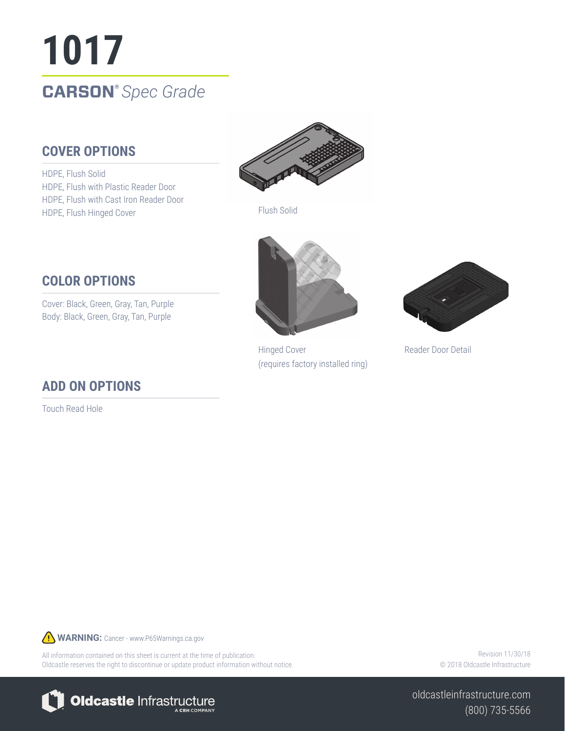# 1017

## CARSON® *Spec Grade*

### COVER OPTIONS

HDPE, Flush Solid
HDPE, Flush with Plastic Reader Door
HDPE, Flush with Cast Iron Reader Door
HDPE, Flush Hinged Cover

Flush Solid

### COLOR OPTIONS

Cover: Black, Green, Gray, Tan, Purple
Body: Black, Green, Gray, Tan, Purple

Hinged Cover
(requires factory installed ring)

Reader Door Detail

### ADD ON OPTIONS

Touch Read Hole

**WARNING:** Cancer - www.P65Warnings.ca.gov

All information contained on this sheet is current at the time of publication.
Oldcastle reserves the right to discontinue or update product information without notice.

Revision 11/30/18
© 2018 Oldcastle Infrastructure

Oldcastle Infrastructure
A CRH COMPANY

oldcastleinfrastructure.com
(800) 735-5566